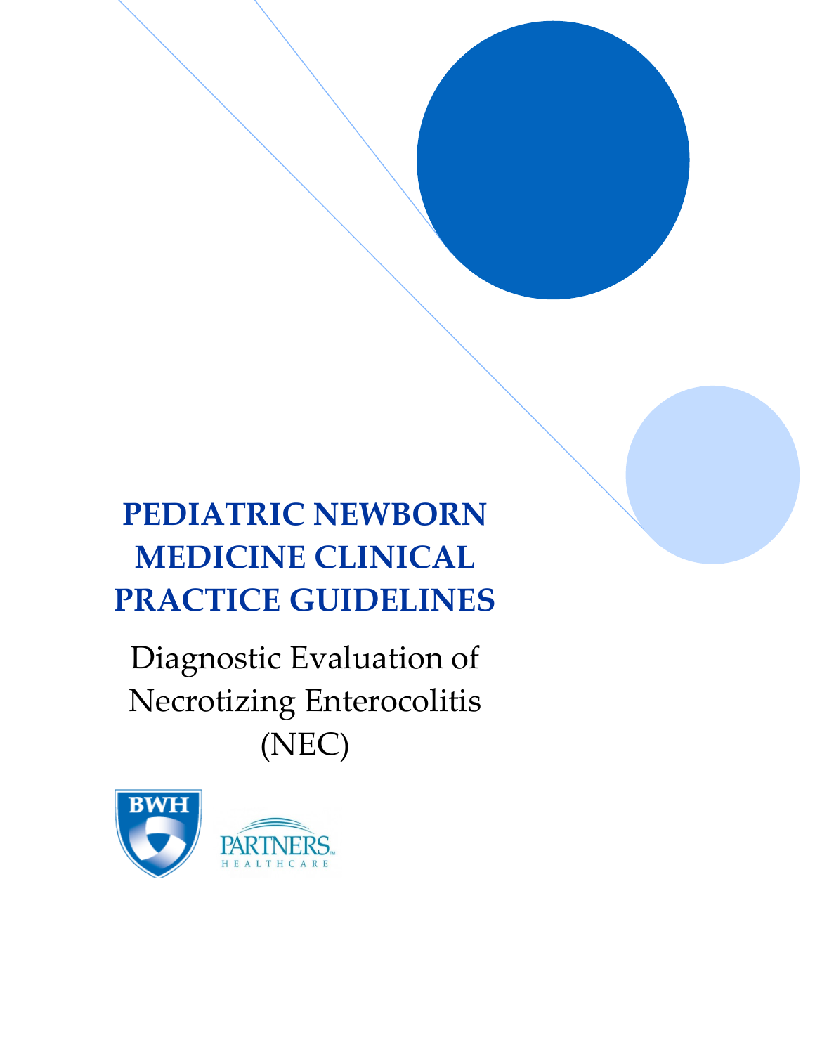# PEDIATRIC NEWBORN MEDICINE CLINICAL PRACTICE GUIDELINES

## Diagnostic Evaluation of Necrotizing Enterocolitis (NEC)

BWH

PARTNERS HEALTHCARE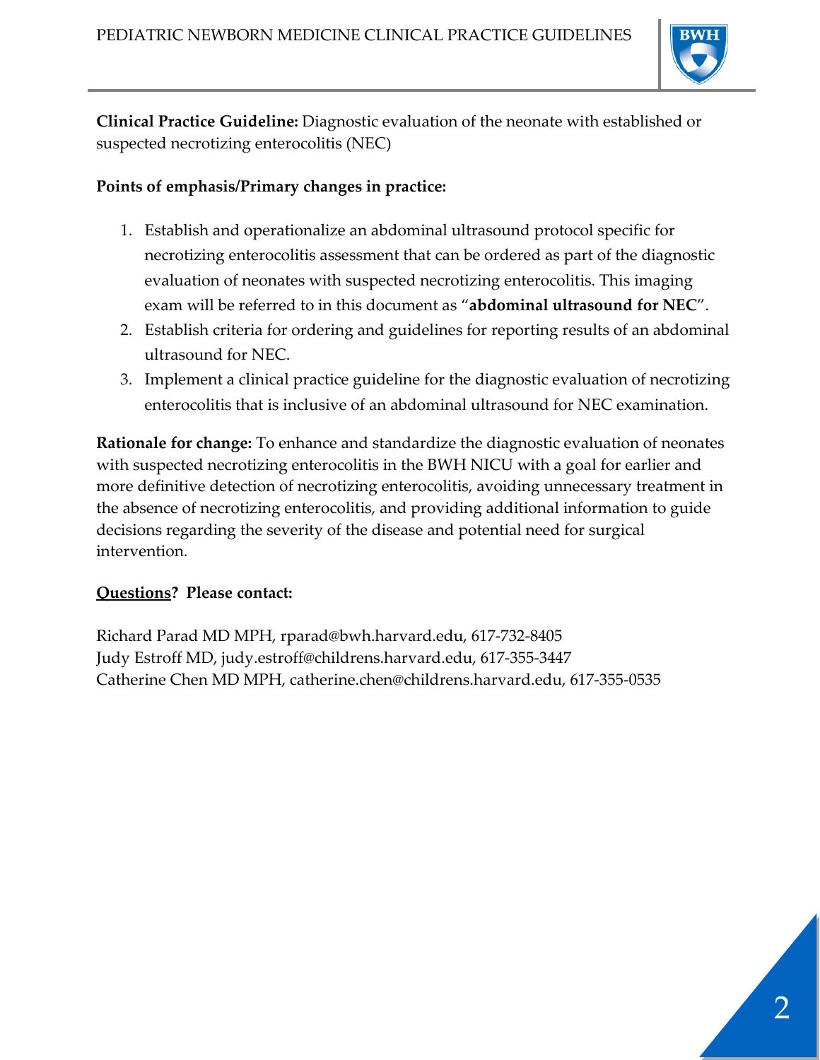**Clinical Practice Guideline:** Diagnostic evaluation of the neonate with established or suspected necrotizing enterocolitis (NEC)

**Points of emphasis/Primary changes in practice:**

1. Establish and operationalize an abdominal ultrasound protocol specific for necrotizing enterocolitis assessment that can be ordered as part of the diagnostic evaluation of neonates with suspected necrotizing enterocolitis. This imaging exam will be referred to in this document as "**abdominal ultrasound for NEC**".
2. Establish criteria for ordering and guidelines for reporting results of an abdominal ultrasound for NEC.
3. Implement a clinical practice guideline for the diagnostic evaluation of necrotizing enterocolitis that is inclusive of an abdominal ultrasound for NEC examination.

**Rationale for change:** To enhance and standardize the diagnostic evaluation of neonates with suspected necrotizing enterocolitis in the BWH NICU with a goal for earlier and more definitive detection of necrotizing enterocolitis, avoiding unnecessary treatment in the absence of necrotizing enterocolitis, and providing additional information to guide decisions regarding the severity of the disease and potential need for surgical intervention.

**<u>Questions</u>? Please contact:**

Richard Parad MD MPH, rparad@bwh.harvard.edu, 617-732-8405
Judy Estroff MD, judy.estroff@childrens.harvard.edu, 617-355-3447
Catherine Chen MD MPH, catherine.chen@childrens.harvard.edu, 617-355-0535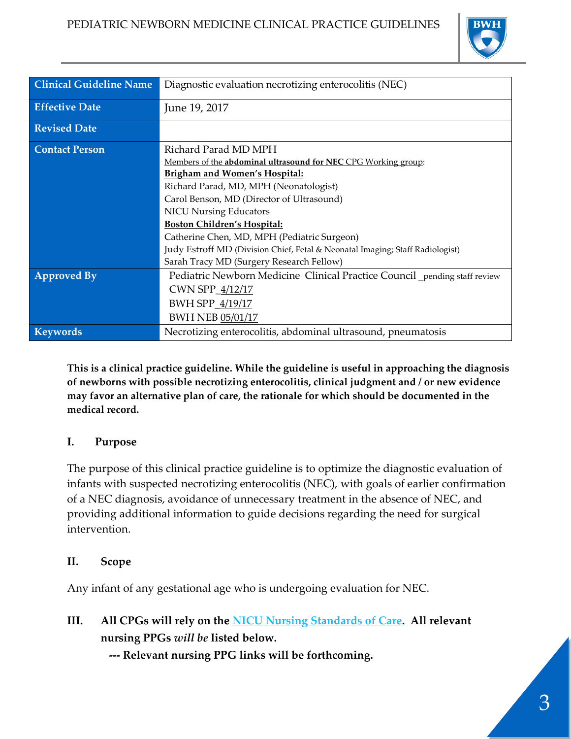| Clinical Guideline Name | Diagnostic evaluation necrotizing enterocolitis (NEC) |
| --- | --- |
| Effective Date | June 19, 2017 |
| Revised Date | |
| Contact Person | Richard Parad MD MPH<br>Members of the **abdominal ultrasound for NEC** CPG Working group:<br>**Brigham and Women's Hospital:**<br>Richard Parad, MD, MPH (Neonatologist)<br>Carol Benson, MD (Director of Ultrasound)<br>NICU Nursing Educators<br>**Boston Children's Hospital:**<br>Catherine Chen, MD, MPH (Pediatric Surgeon)<br>Judy Estroff MD (Division Chief, Fetal & Neonatal Imaging; Staff Radiologist)<br>Sarah Tracy MD (Surgery Research Fellow) |
| Approved By | Pediatric Newborn Medicine Clinical Practice Council _pending staff review<br>CWN SPP_4/12/17<br>BWH SPP_4/19/17<br>BWH NEB 05/01/17 |
| Keywords | Necrotizing enterocolitis, abdominal ultrasound, pneumatosis |

**This is a clinical practice guideline. While the guideline is useful in approaching the diagnosis of newborns with possible necrotizing enterocolitis, clinical judgment and / or new evidence may favor an alternative plan of care, the rationale for which should be documented in the medical record.**

## I. Purpose

The purpose of this clinical practice guideline is to optimize the diagnostic evaluation of infants with suspected necrotizing enterocolitis (NEC), with goals of earlier confirmation of a NEC diagnosis, avoidance of unnecessary treatment in the absence of NEC, and providing additional information to guide decisions regarding the need for surgical intervention.

## II. Scope

Any infant of any gestational age who is undergoing evaluation for NEC.

## III. All CPGs will rely on the NICU Nursing Standards of Care. All relevant nursing PPGs *will be* listed below.

**--- Relevant nursing PPG links will be forthcoming.**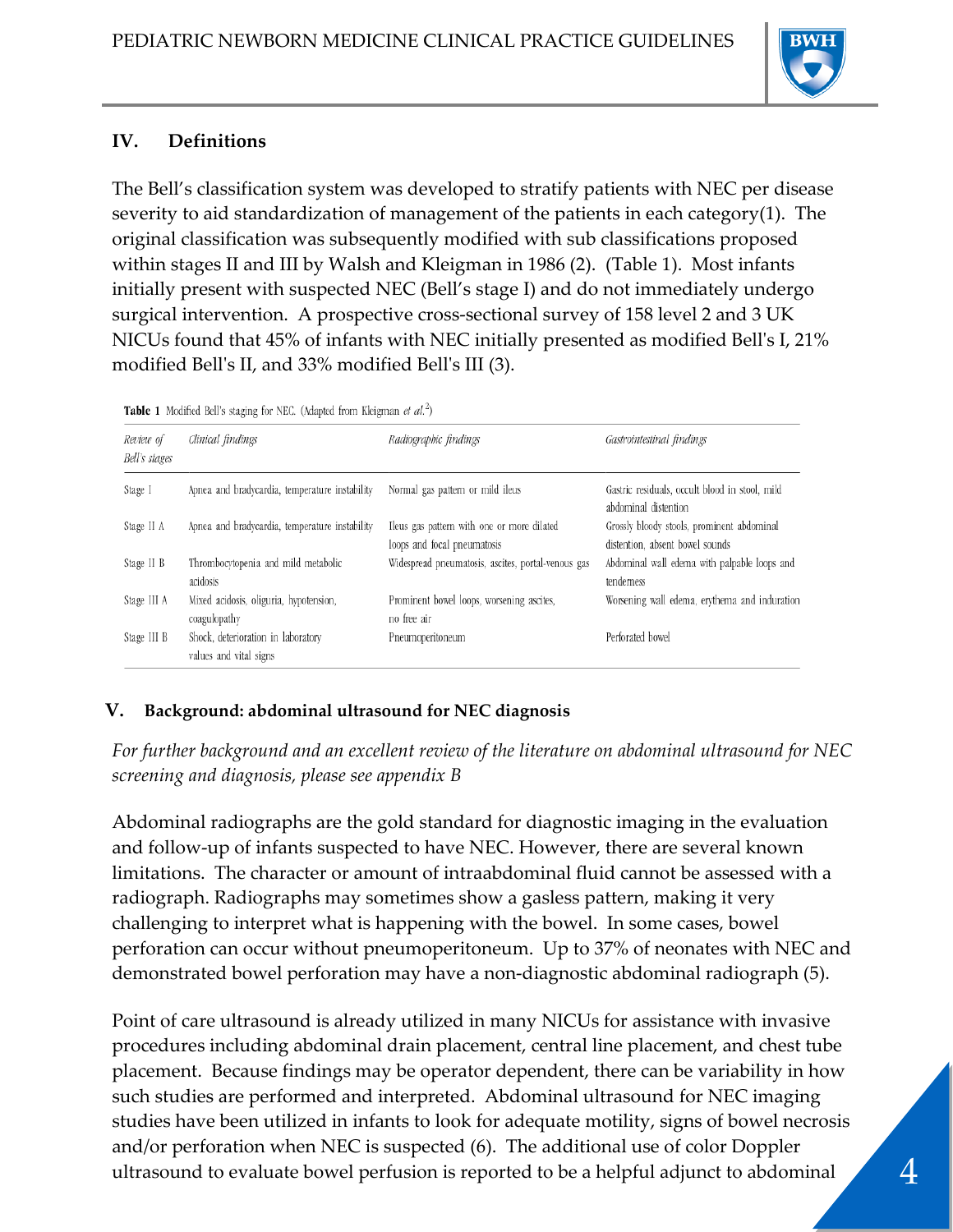## IV. Definitions

The Bell's classification system was developed to stratify patients with NEC per disease severity to aid standardization of management of the patients in each category(1). The original classification was subsequently modified with sub classifications proposed within stages II and III by Walsh and Kleigman in 1986 (2). (Table 1). Most infants initially present with suspected NEC (Bell's stage I) and do not immediately undergo surgical intervention. A prospective cross-sectional survey of 158 level 2 and 3 UK NICUs found that 45% of infants with NEC initially presented as modified Bell's I, 21% modified Bell's II, and 33% modified Bell's III (3).

**Table 1** Modified Bell's staging for NEC. (Adapted from Kleigman *et al.*[2])

| *Review of Bell's stages* | *Clinical findings* | *Radiographic findings* | *Gastrointestinal findings* |
|---|---|---|---|
| Stage I | Apnea and bradycardia, temperature instability | Normal gas pattern or mild ileus | Gastric residuals, occult blood in stool, mild abdominal distention |
| Stage II A | Apnea and bradycardia, temperature instability | Ileus gas pattern with one or more dilated loops and focal pneumatosis | Grossly bloody stools, prominent abdominal distention, absent bowel sounds |
| Stage II B | Thrombocytopenia and mild metabolic acidosis | Widespread pneumatosis, ascites, portal-venous gas | Abdominal wall edema with palpable loops and tenderness |
| Stage III A | Mixed acidosis, oliguria, hypotension, coagulopathy | Prominent bowel loops, worsening ascites, no free air | Worsening wall edema, erythema and induration |
| Stage III B | Shock, deterioration in laboratory values and vital signs | Pneumoperitoneum | Perforated bowel |

## V. Background: abdominal ultrasound for NEC diagnosis

*For further background and an excellent review of the literature on abdominal ultrasound for NEC screening and diagnosis, please see appendix B*

Abdominal radiographs are the gold standard for diagnostic imaging in the evaluation and follow-up of infants suspected to have NEC. However, there are several known limitations. The character or amount of intraabdominal fluid cannot be assessed with a radiograph. Radiographs may sometimes show a gasless pattern, making it very challenging to interpret what is happening with the bowel. In some cases, bowel perforation can occur without pneumoperitoneum. Up to 37% of neonates with NEC and demonstrated bowel perforation may have a non-diagnostic abdominal radiograph (5).

Point of care ultrasound is already utilized in many NICUs for assistance with invasive procedures including abdominal drain placement, central line placement, and chest tube placement. Because findings may be operator dependent, there can be variability in how such studies are performed and interpreted. Abdominal ultrasound for NEC imaging studies have been utilized in infants to look for adequate motility, signs of bowel necrosis and/or perforation when NEC is suspected (6). The additional use of color Doppler ultrasound to evaluate bowel perfusion is reported to be a helpful adjunct to abdominal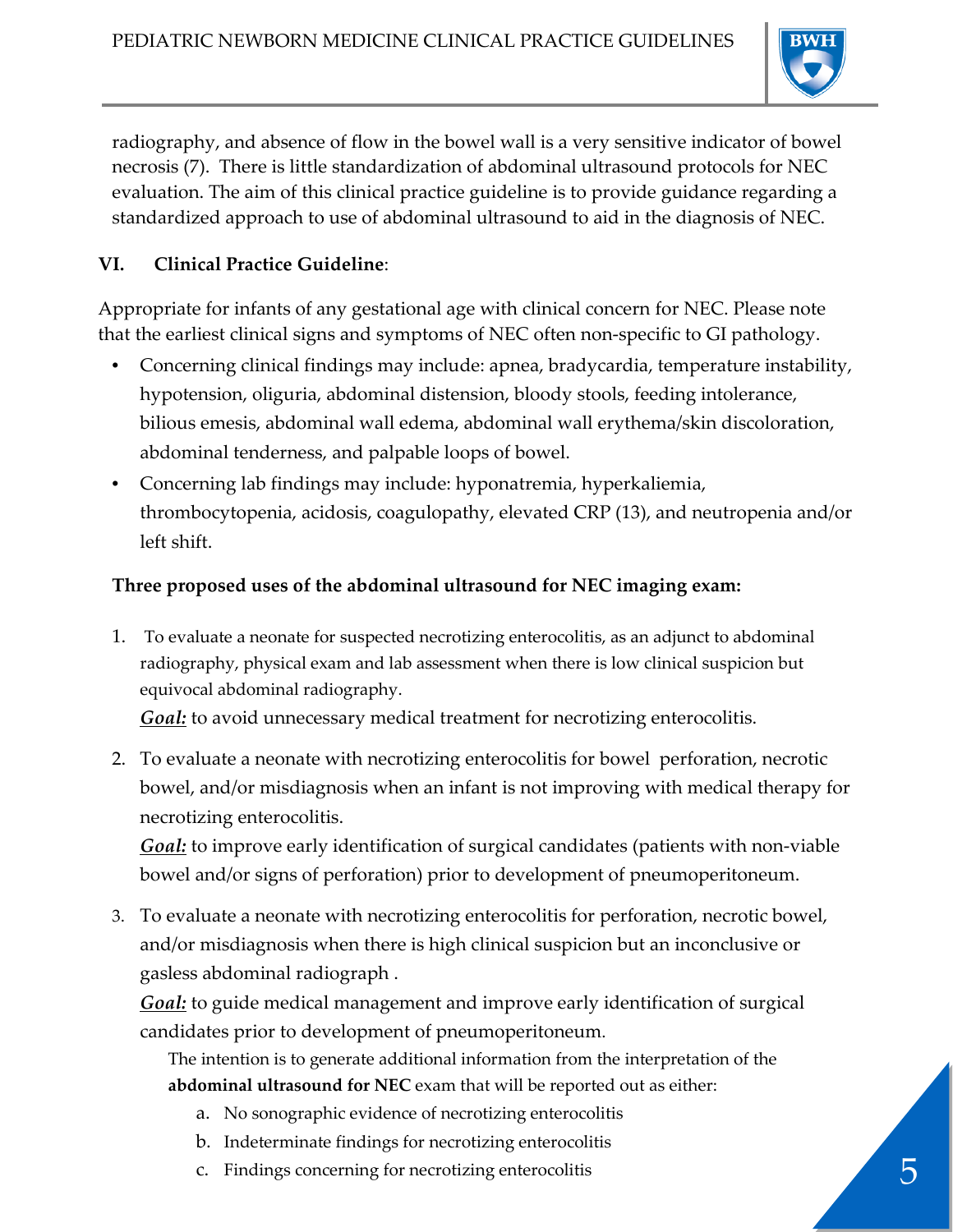radiography, and absence of flow in the bowel wall is a very sensitive indicator of bowel necrosis (7). There is little standardization of abdominal ultrasound protocols for NEC evaluation. The aim of this clinical practice guideline is to provide guidance regarding a standardized approach to use of abdominal ultrasound to aid in the diagnosis of NEC.

## VI. Clinical Practice Guideline:

Appropriate for infants of any gestational age with clinical concern for NEC. Please note that the earliest clinical signs and symptoms of NEC often non-specific to GI pathology.

- Concerning clinical findings may include: apnea, bradycardia, temperature instability, hypotension, oliguria, abdominal distension, bloody stools, feeding intolerance, bilious emesis, abdominal wall edema, abdominal wall erythema/skin discoloration, abdominal tenderness, and palpable loops of bowel.
- Concerning lab findings may include: hyponatremia, hyperkaliemia, thrombocytopenia, acidosis, coagulopathy, elevated CRP (13), and neutropenia and/or left shift.

**Three proposed uses of the abdominal ultrasound for NEC imaging exam:**

1. To evaluate a neonate for suspected necrotizing enterocolitis, as an adjunct to abdominal radiography, physical exam and lab assessment when there is low clinical suspicion but equivocal abdominal radiography.

   ***Goal:*** to avoid unnecessary medical treatment for necrotizing enterocolitis.

2. To evaluate a neonate with necrotizing enterocolitis for bowel perforation, necrotic bowel, and/or misdiagnosis when an infant is not improving with medical therapy for necrotizing enterocolitis.

   ***Goal:*** to improve early identification of surgical candidates (patients with non-viable bowel and/or signs of perforation) prior to development of pneumoperitoneum.

3. To evaluate a neonate with necrotizing enterocolitis for perforation, necrotic bowel, and/or misdiagnosis when there is high clinical suspicion but an inconclusive or gasless abdominal radiograph .

   ***Goal:*** to guide medical management and improve early identification of surgical candidates prior to development of pneumoperitoneum.

   The intention is to generate additional information from the interpretation of the **abdominal ultrasound for NEC** exam that will be reported out as either:

   a. No sonographic evidence of necrotizing enterocolitis
   b. Indeterminate findings for necrotizing enterocolitis
   c. Findings concerning for necrotizing enterocolitis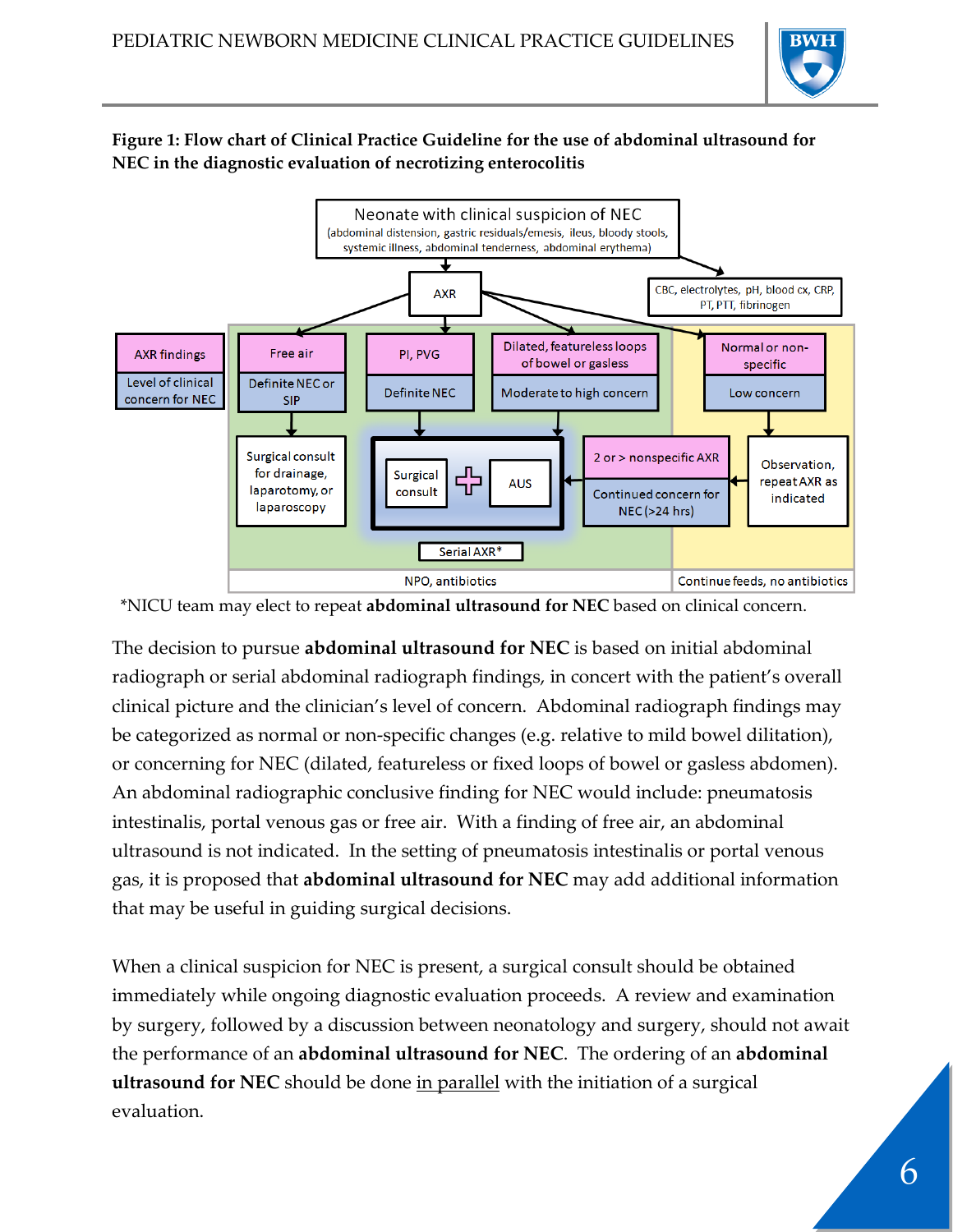**Figure 1: Flow chart of Clinical Practice Guideline for the use of abdominal ultrasound for NEC in the diagnostic evaluation of necrotizing enterocolitis**

Neonate with clinical suspicion of NEC
(abdominal distension, gastric residuals/emesis, ileus, bloody stools, systemic illness, abdominal tenderness, abdominal erythema)

→ CBC, electrolytes, pH, blood cx, CRP, PT, PTT, fibrinogen

→ AXR

| AXR findings | Free air | PI, PVG | Dilated, featureless loops of bowel or gasless | Normal or non-specific |
|---|---|---|---|---|
| Level of clinical concern for NEC | Definite NEC or SIP | Definite NEC | Moderate to high concern | Low concern |

- Free air / Definite NEC or SIP → Surgical consult for drainage, laparotomy, or laparoscopy
- PI, PVG / Definite NEC → Surgical consult + AUS
- Dilated, featureless loops of bowel or gasless / Moderate to high concern → Surgical consult + AUS
- Normal or non-specific / Low concern → Observation, repeat AXR as indicated → 2 or > nonspecific AXR / Continued concern for NEC (>24 hrs) → Surgical consult + AUS

Serial AXR*

NPO, antibiotics (Free air; PI, PVG; Dilated, featureless loops of bowel or gasless) | Continue feeds, no antibiotics (Normal or non-specific)

*NICU team may elect to repeat **abdominal ultrasound for NEC** based on clinical concern.

The decision to pursue **abdominal ultrasound for NEC** is based on initial abdominal radiograph or serial abdominal radiograph findings, in concert with the patient's overall clinical picture and the clinician's level of concern. Abdominal radiograph findings may be categorized as normal or non-specific changes (e.g. relative to mild bowel dilitation), or concerning for NEC (dilated, featureless or fixed loops of bowel or gasless abdomen). An abdominal radiographic conclusive finding for NEC would include: pneumatosis intestinalis, portal venous gas or free air. With a finding of free air, an abdominal ultrasound is not indicated. In the setting of pneumatosis intestinalis or portal venous gas, it is proposed that **abdominal ultrasound for NEC** may add additional information that may be useful in guiding surgical decisions.

When a clinical suspicion for NEC is present, a surgical consult should be obtained immediately while ongoing diagnostic evaluation proceeds. A review and examination by surgery, followed by a discussion between neonatology and surgery, should not await the performance of an **abdominal ultrasound for NEC**. The ordering of an **abdominal ultrasound for NEC** should be done <u>in parallel</u> with the initiation of a surgical evaluation.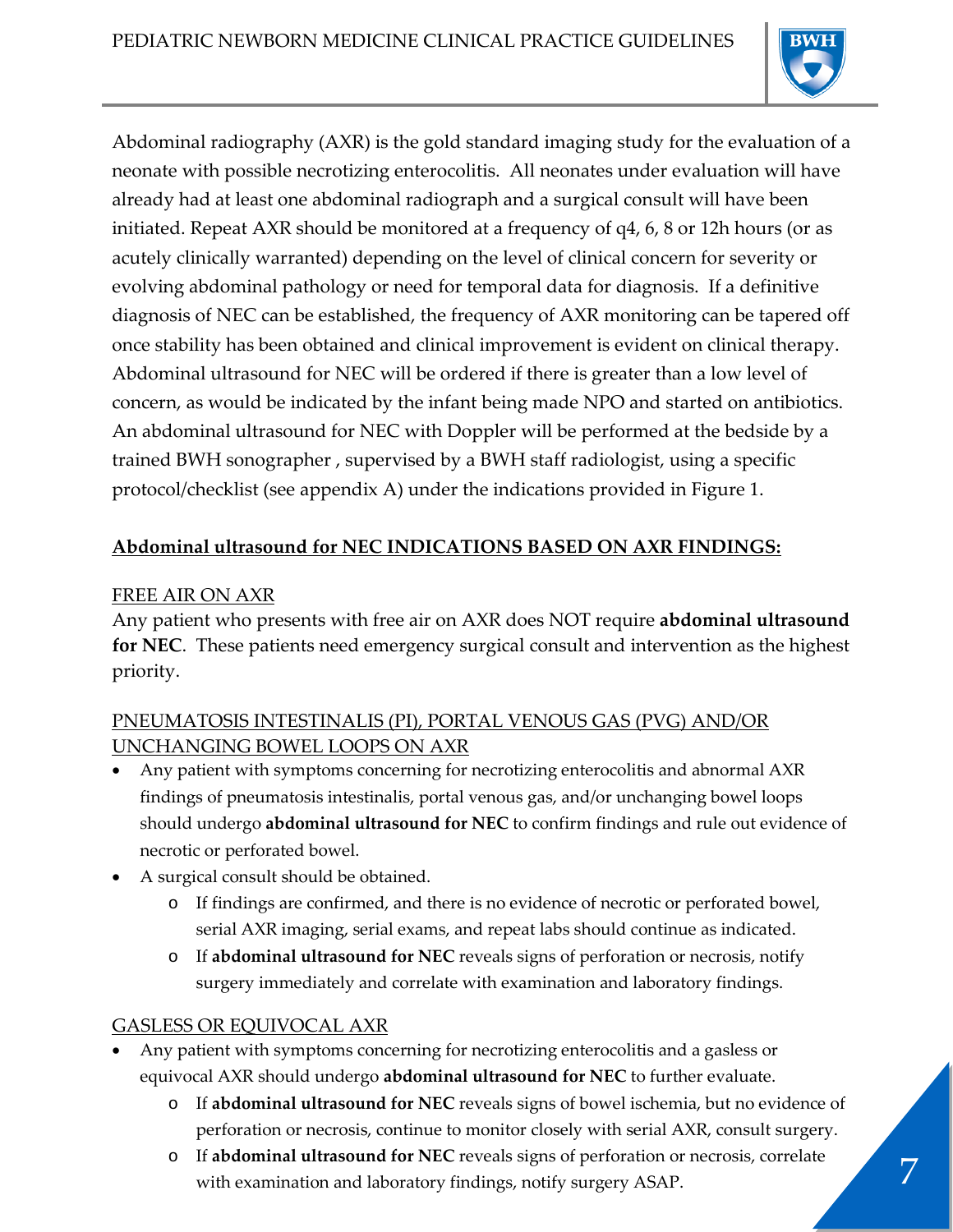Abdominal radiography (AXR) is the gold standard imaging study for the evaluation of a neonate with possible necrotizing enterocolitis. All neonates under evaluation will have already had at least one abdominal radiograph and a surgical consult will have been initiated. Repeat AXR should be monitored at a frequency of q4, 6, 8 or 12h hours (or as acutely clinically warranted) depending on the level of clinical concern for severity or evolving abdominal pathology or need for temporal data for diagnosis. If a definitive diagnosis of NEC can be established, the frequency of AXR monitoring can be tapered off once stability has been obtained and clinical improvement is evident on clinical therapy. Abdominal ultrasound for NEC will be ordered if there is greater than a low level of concern, as would be indicated by the infant being made NPO and started on antibiotics. An abdominal ultrasound for NEC with Doppler will be performed at the bedside by a trained BWH sonographer , supervised by a BWH staff radiologist, using a specific protocol/checklist (see appendix A) under the indications provided in Figure 1.

## Abdominal ultrasound for NEC INDICATIONS BASED ON AXR FINDINGS:

### FREE AIR ON AXR

Any patient who presents with free air on AXR does NOT require **abdominal ultrasound for NEC**. These patients need emergency surgical consult and intervention as the highest priority.

### PNEUMATOSIS INTESTINALIS (PI), PORTAL VENOUS GAS (PVG) AND/OR UNCHANGING BOWEL LOOPS ON AXR

- Any patient with symptoms concerning for necrotizing enterocolitis and abnormal AXR findings of pneumatosis intestinalis, portal venous gas, and/or unchanging bowel loops should undergo **abdominal ultrasound for NEC** to confirm findings and rule out evidence of necrotic or perforated bowel.
- A surgical consult should be obtained.
  - If findings are confirmed, and there is no evidence of necrotic or perforated bowel, serial AXR imaging, serial exams, and repeat labs should continue as indicated.
  - If **abdominal ultrasound for NEC** reveals signs of perforation or necrosis, notify surgery immediately and correlate with examination and laboratory findings.

### GASLESS OR EQUIVOCAL AXR

- Any patient with symptoms concerning for necrotizing enterocolitis and a gasless or equivocal AXR should undergo **abdominal ultrasound for NEC** to further evaluate.
  - If **abdominal ultrasound for NEC** reveals signs of bowel ischemia, but no evidence of perforation or necrosis, continue to monitor closely with serial AXR, consult surgery.
  - If **abdominal ultrasound for NEC** reveals signs of perforation or necrosis, correlate with examination and laboratory findings, notify surgery ASAP.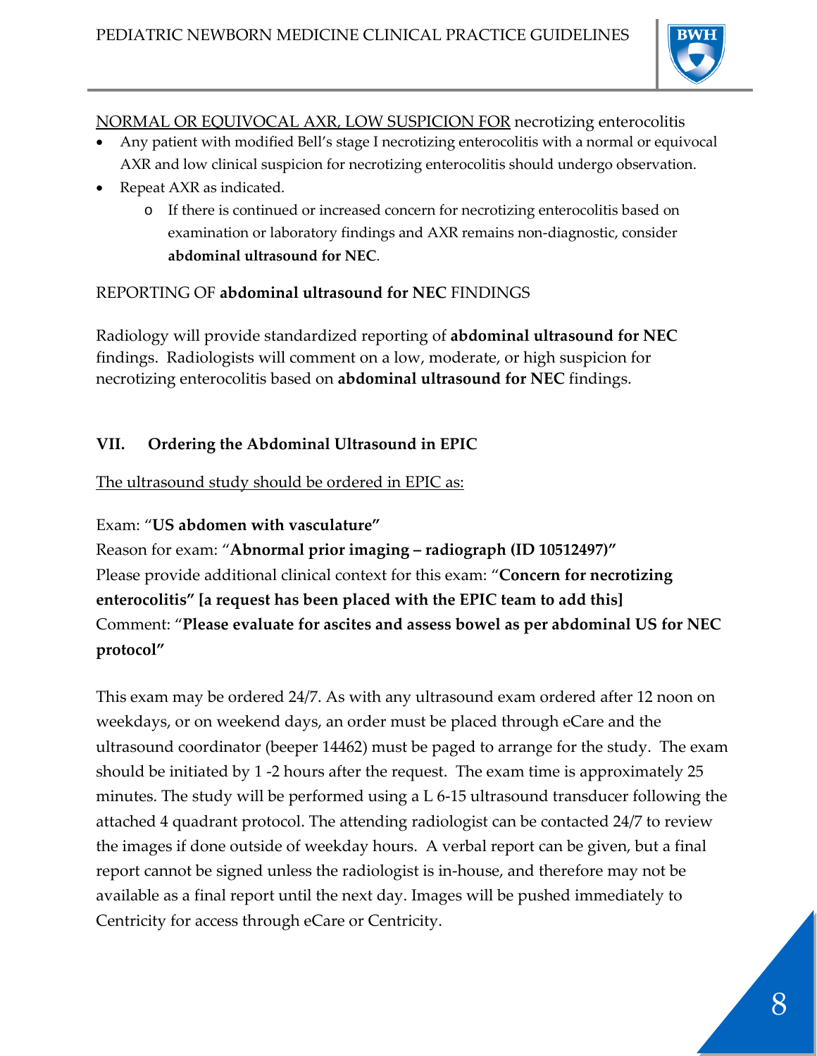<u>NORMAL OR EQUIVOCAL AXR, LOW SUSPICION FOR</u> necrotizing enterocolitis

- Any patient with modified Bell's stage I necrotizing enterocolitis with a normal or equivocal AXR and low clinical suspicion for necrotizing enterocolitis should undergo observation.
- Repeat AXR as indicated.
    - If there is continued or increased concern for necrotizing enterocolitis based on examination or laboratory findings and AXR remains non-diagnostic, consider **abdominal ultrasound for NEC**.

REPORTING OF **abdominal ultrasound for NEC** FINDINGS

Radiology will provide standardized reporting of **abdominal ultrasound for NEC** findings. Radiologists will comment on a low, moderate, or high suspicion for necrotizing enterocolitis based on **abdominal ultrasound for NEC** findings.

## VII. Ordering the Abdominal Ultrasound in EPIC

<u>The ultrasound study should be ordered in EPIC as:</u>

Exam: "**US abdomen with vasculature"**
Reason for exam: "**Abnormal prior imaging – radiograph (ID 10512497)"**
Please provide additional clinical context for this exam: "**Concern for necrotizing enterocolitis" [a request has been placed with the EPIC team to add this]**
Comment: "**Please evaluate for ascites and assess bowel as per abdominal US for NEC protocol"**

This exam may be ordered 24/7. As with any ultrasound exam ordered after 12 noon on weekdays, or on weekend days, an order must be placed through eCare and the ultrasound coordinator (beeper 14462) must be paged to arrange for the study. The exam should be initiated by 1 -2 hours after the request. The exam time is approximately 25 minutes. The study will be performed using a L 6-15 ultrasound transducer following the attached 4 quadrant protocol. The attending radiologist can be contacted 24/7 to review the images if done outside of weekday hours. A verbal report can be given, but a final report cannot be signed unless the radiologist is in-house, and therefore may not be available as a final report until the next day. Images will be pushed immediately to Centricity for access through eCare or Centricity.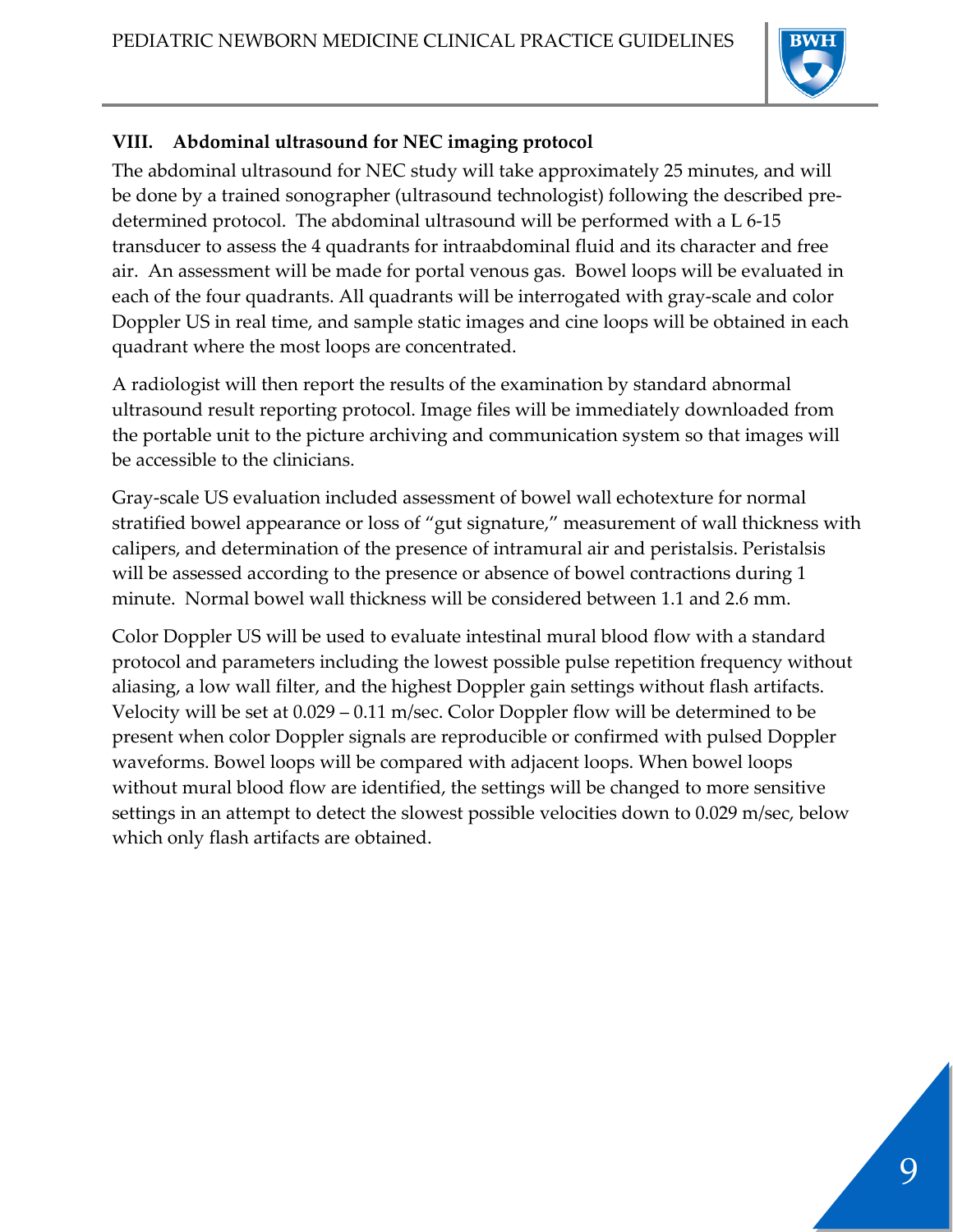## VIII. Abdominal ultrasound for NEC imaging protocol

The abdominal ultrasound for NEC study will take approximately 25 minutes, and will be done by a trained sonographer (ultrasound technologist) following the described pre-determined protocol. The abdominal ultrasound will be performed with a L 6-15 transducer to assess the 4 quadrants for intraabdominal fluid and its character and free air. An assessment will be made for portal venous gas. Bowel loops will be evaluated in each of the four quadrants. All quadrants will be interrogated with gray-scale and color Doppler US in real time, and sample static images and cine loops will be obtained in each quadrant where the most loops are concentrated.

A radiologist will then report the results of the examination by standard abnormal ultrasound result reporting protocol. Image files will be immediately downloaded from the portable unit to the picture archiving and communication system so that images will be accessible to the clinicians.

Gray-scale US evaluation included assessment of bowel wall echotexture for normal stratified bowel appearance or loss of "gut signature," measurement of wall thickness with calipers, and determination of the presence of intramural air and peristalsis. Peristalsis will be assessed according to the presence or absence of bowel contractions during 1 minute. Normal bowel wall thickness will be considered between 1.1 and 2.6 mm.

Color Doppler US will be used to evaluate intestinal mural blood flow with a standard protocol and parameters including the lowest possible pulse repetition frequency without aliasing, a low wall filter, and the highest Doppler gain settings without flash artifacts. Velocity will be set at 0.029 – 0.11 m/sec. Color Doppler flow will be determined to be present when color Doppler signals are reproducible or confirmed with pulsed Doppler waveforms. Bowel loops will be compared with adjacent loops. When bowel loops without mural blood flow are identified, the settings will be changed to more sensitive settings in an attempt to detect the slowest possible velocities down to 0.029 m/sec, below which only flash artifacts are obtained.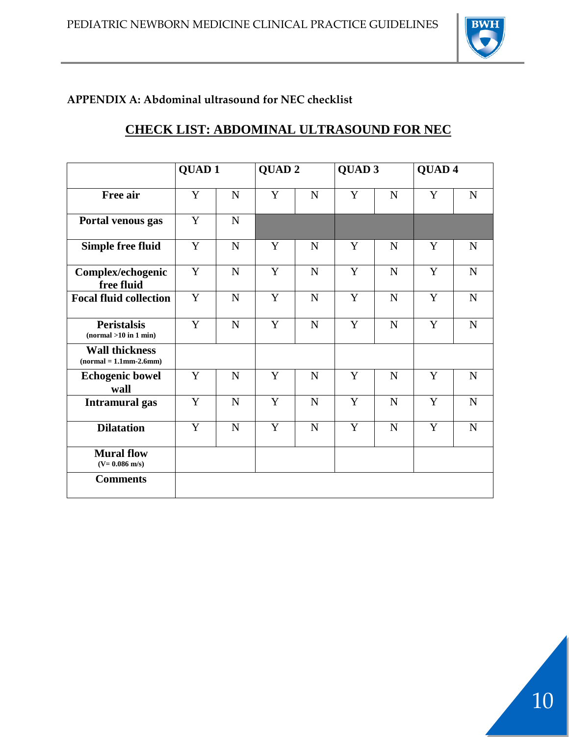**APPENDIX A: Abdominal ultrasound for NEC checklist**

## CHECK LIST: ABDOMINAL ULTRASOUND FOR NEC

| | QUAD 1 | | QUAD 2 | | QUAD 3 | | QUAD 4 | |
|---|---|---|---|---|---|---|---|---|
| **Free air** | Y | N | Y | N | Y | N | Y | N |
| **Portal venous gas** | Y | N | | | | | | |
| **Simple free fluid** | Y | N | Y | N | Y | N | Y | N |
| **Complex/echogenic free fluid** | Y | N | Y | N | Y | N | Y | N |
| **Focal fluid collection** | Y | N | Y | N | Y | N | Y | N |
| **Peristalsis** (normal >10 in 1 min) | Y | N | Y | N | Y | N | Y | N |
| **Wall thickness** (normal = 1.1mm-2.6mm) | | | | | | | | |
| **Echogenic bowel wall** | Y | N | Y | N | Y | N | Y | N |
| **Intramural gas** | Y | N | Y | N | Y | N | Y | N |
| **Dilatation** | Y | N | Y | N | Y | N | Y | N |
| **Mural flow** (V= 0.086 m/s) | | | | | | | | |
| **Comments** | | | | | | | | |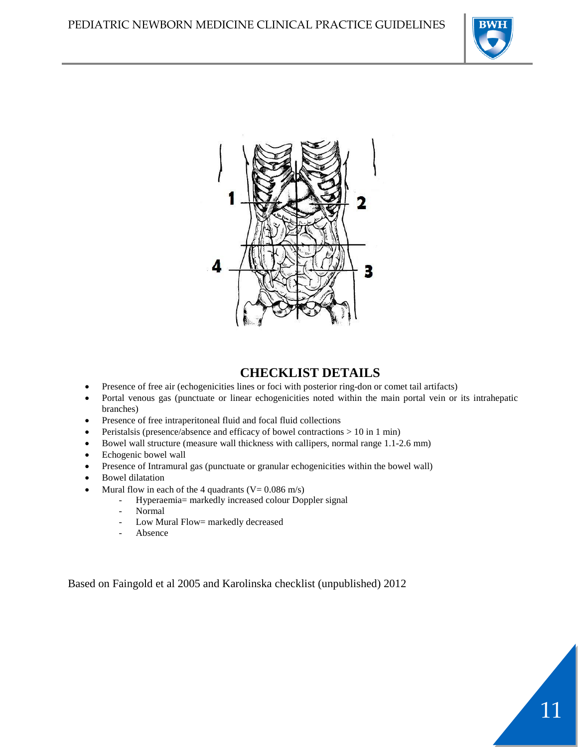## CHECKLIST DETAILS

- Presence of free air (echogenicities lines or foci with posterior ring-don or comet tail artifacts)
- Portal venous gas (punctuate or linear echogenicities noted within the main portal vein or its intrahepatic branches)
- Presence of free intraperitoneal fluid and focal fluid collections
- Peristalsis (presence/absence and efficacy of bowel contractions > 10 in 1 min)
- Bowel wall structure (measure wall thickness with callipers, normal range 1.1-2.6 mm)
- Echogenic bowel wall
- Presence of Intramural gas (punctuate or granular echogenicities within the bowel wall)
- Bowel dilatation
- Mural flow in each of the 4 quadrants (V= 0.086 m/s)
    - Hyperaemia= markedly increased colour Doppler signal
    - Normal
    - Low Mural Flow= markedly decreased
    - Absence

Based on Faingold et al 2005 and Karolinska checklist (unpublished) 2012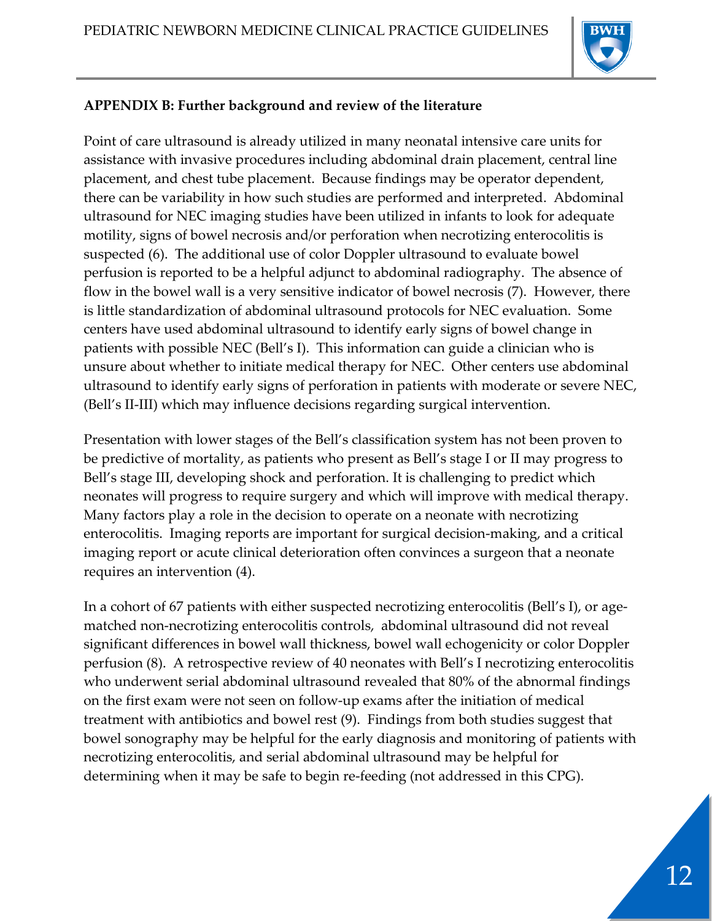**APPENDIX B: Further background and review of the literature**

Point of care ultrasound is already utilized in many neonatal intensive care units for assistance with invasive procedures including abdominal drain placement, central line placement, and chest tube placement. Because findings may be operator dependent, there can be variability in how such studies are performed and interpreted. Abdominal ultrasound for NEC imaging studies have been utilized in infants to look for adequate motility, signs of bowel necrosis and/or perforation when necrotizing enterocolitis is suspected (6). The additional use of color Doppler ultrasound to evaluate bowel perfusion is reported to be a helpful adjunct to abdominal radiography. The absence of flow in the bowel wall is a very sensitive indicator of bowel necrosis (7). However, there is little standardization of abdominal ultrasound protocols for NEC evaluation. Some centers have used abdominal ultrasound to identify early signs of bowel change in patients with possible NEC (Bell's I). This information can guide a clinician who is unsure about whether to initiate medical therapy for NEC. Other centers use abdominal ultrasound to identify early signs of perforation in patients with moderate or severe NEC, (Bell's II-III) which may influence decisions regarding surgical intervention.

Presentation with lower stages of the Bell's classification system has not been proven to be predictive of mortality, as patients who present as Bell's stage I or II may progress to Bell's stage III, developing shock and perforation. It is challenging to predict which neonates will progress to require surgery and which will improve with medical therapy. Many factors play a role in the decision to operate on a neonate with necrotizing enterocolitis. Imaging reports are important for surgical decision-making, and a critical imaging report or acute clinical deterioration often convinces a surgeon that a neonate requires an intervention (4).

In a cohort of 67 patients with either suspected necrotizing enterocolitis (Bell's I), or age-matched non-necrotizing enterocolitis controls, abdominal ultrasound did not reveal significant differences in bowel wall thickness, bowel wall echogenicity or color Doppler perfusion (8). A retrospective review of 40 neonates with Bell's I necrotizing enterocolitis who underwent serial abdominal ultrasound revealed that 80% of the abnormal findings on the first exam were not seen on follow-up exams after the initiation of medical treatment with antibiotics and bowel rest (9). Findings from both studies suggest that bowel sonography may be helpful for the early diagnosis and monitoring of patients with necrotizing enterocolitis, and serial abdominal ultrasound may be helpful for determining when it may be safe to begin re-feeding (not addressed in this CPG).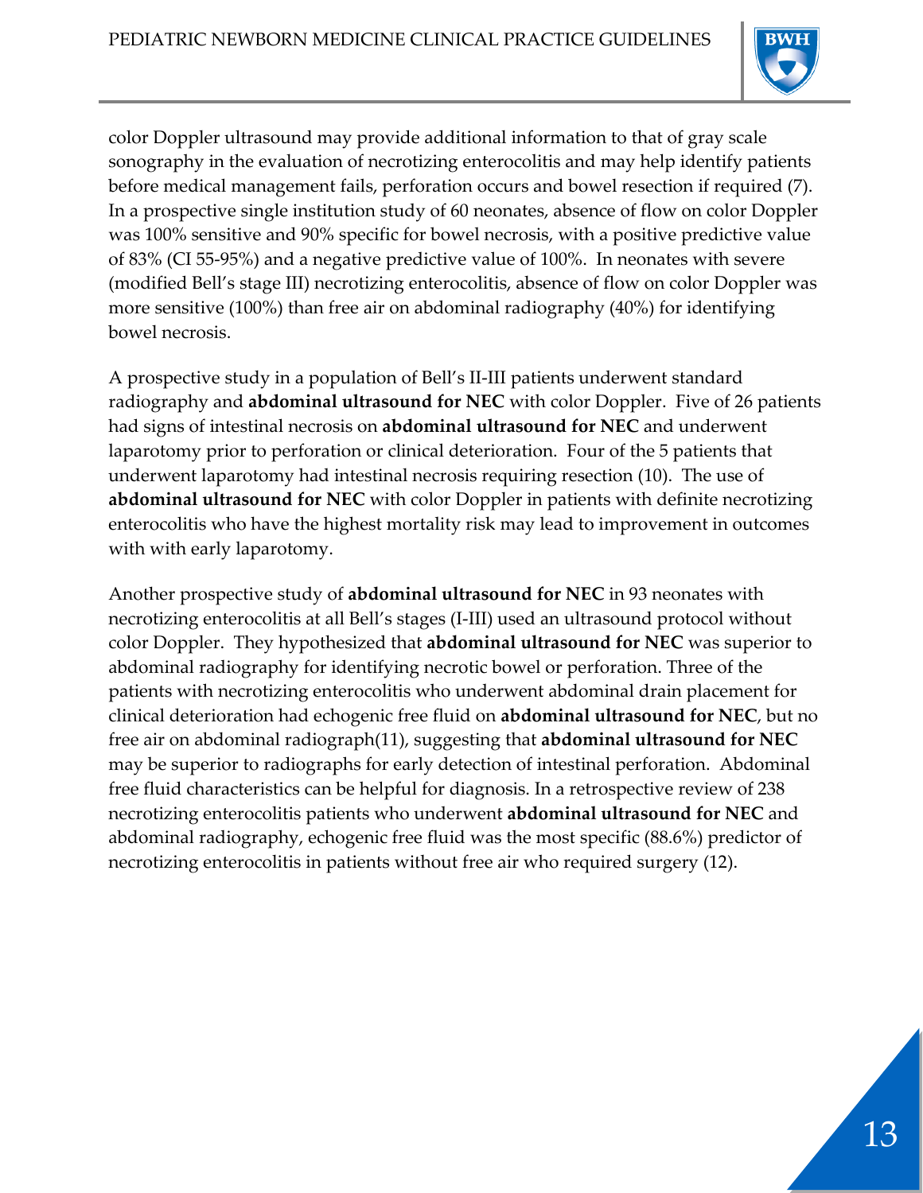color Doppler ultrasound may provide additional information to that of gray scale sonography in the evaluation of necrotizing enterocolitis and may help identify patients before medical management fails, perforation occurs and bowel resection if required (7). In a prospective single institution study of 60 neonates, absence of flow on color Doppler was 100% sensitive and 90% specific for bowel necrosis, with a positive predictive value of 83% (CI 55-95%) and a negative predictive value of 100%. In neonates with severe (modified Bell's stage III) necrotizing enterocolitis, absence of flow on color Doppler was more sensitive (100%) than free air on abdominal radiography (40%) for identifying bowel necrosis.

A prospective study in a population of Bell's II-III patients underwent standard radiography and **abdominal ultrasound for NEC** with color Doppler. Five of 26 patients had signs of intestinal necrosis on **abdominal ultrasound for NEC** and underwent laparotomy prior to perforation or clinical deterioration. Four of the 5 patients that underwent laparotomy had intestinal necrosis requiring resection (10). The use of **abdominal ultrasound for NEC** with color Doppler in patients with definite necrotizing enterocolitis who have the highest mortality risk may lead to improvement in outcomes with with early laparotomy.

Another prospective study of **abdominal ultrasound for NEC** in 93 neonates with necrotizing enterocolitis at all Bell's stages (I-III) used an ultrasound protocol without color Doppler. They hypothesized that **abdominal ultrasound for NEC** was superior to abdominal radiography for identifying necrotic bowel or perforation. Three of the patients with necrotizing enterocolitis who underwent abdominal drain placement for clinical deterioration had echogenic free fluid on **abdominal ultrasound for NEC**, but no free air on abdominal radiograph(11), suggesting that **abdominal ultrasound for NEC** may be superior to radiographs for early detection of intestinal perforation. Abdominal free fluid characteristics can be helpful for diagnosis. In a retrospective review of 238 necrotizing enterocolitis patients who underwent **abdominal ultrasound for NEC** and abdominal radiography, echogenic free fluid was the most specific (88.6%) predictor of necrotizing enterocolitis in patients without free air who required surgery (12).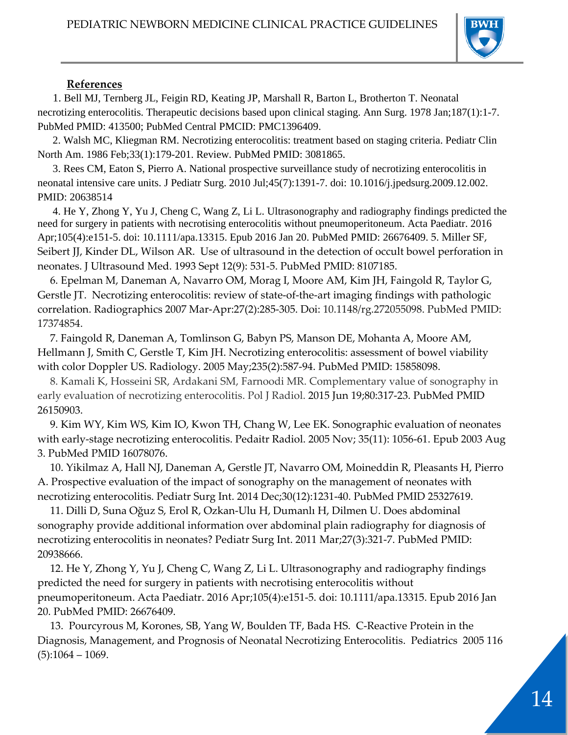## References

1. Bell MJ, Ternberg JL, Feigin RD, Keating JP, Marshall R, Barton L, Brotherton T. Neonatal necrotizing enterocolitis. Therapeutic decisions based upon clinical staging. Ann Surg. 1978 Jan;187(1):1-7. PubMed PMID: 413500; PubMed Central PMCID: PMC1396409.

2. Walsh MC, Kliegman RM. Necrotizing enterocolitis: treatment based on staging criteria. Pediatr Clin North Am. 1986 Feb;33(1):179-201. Review. PubMed PMID: 3081865.

3. Rees CM, Eaton S, Pierro A. National prospective surveillance study of necrotizing enterocolitis in neonatal intensive care units. J Pediatr Surg. 2010 Jul;45(7):1391-7. doi: 10.1016/j.jpedsurg.2009.12.002. PMID: 20638514

4. He Y, Zhong Y, Yu J, Cheng C, Wang Z, Li L. Ultrasonography and radiography findings predicted the need for surgery in patients with necrotising enterocolitis without pneumoperitoneum. Acta Paediatr. 2016 Apr;105(4):e151-5. doi: 10.1111/apa.13315. Epub 2016 Jan 20. PubMed PMID: 26676409. 5. Miller SF, Seibert JJ, Kinder DL, Wilson AR. Use of ultrasound in the detection of occult bowel perforation in neonates. J Ultrasound Med. 1993 Sept 12(9): 531-5. PubMed PMID: 8107185.

6. Epelman M, Daneman A, Navarro OM, Morag I, Moore AM, Kim JH, Faingold R, Taylor G, Gerstle JT. Necrotizing enterocolitis: review of state-of-the-art imaging findings with pathologic correlation. Radiographics 2007 Mar-Apr:27(2):285-305. Doi: 10.1148/rg.272055098. PubMed PMID: 17374854.

7. Faingold R, Daneman A, Tomlinson G, Babyn PS, Manson DE, Mohanta A, Moore AM, Hellmann J, Smith C, Gerstle T, Kim JH. Necrotizing enterocolitis: assessment of bowel viability with color Doppler US. Radiology. 2005 May;235(2):587-94. PubMed PMID: 15858098.

8. Kamali K, Hosseini SR, Ardakani SM, Farnoodi MR. Complementary value of sonography in early evaluation of necrotizing enterocolitis. Pol J Radiol. 2015 Jun 19;80:317-23. PubMed PMID 26150903.

9. Kim WY, Kim WS, Kim IO, Kwon TH, Chang W, Lee EK. Sonographic evaluation of neonates with early-stage necrotizing enterocolitis. Pedaitr Radiol. 2005 Nov; 35(11): 1056-61. Epub 2003 Aug 3. PubMed PMID 16078076.

10. Yikilmaz A, Hall NJ, Daneman A, Gerstle JT, Navarro OM, Moineddin R, Pleasants H, Pierro A. Prospective evaluation of the impact of sonography on the management of neonates with necrotizing enterocolitis. Pediatr Surg Int. 2014 Dec;30(12):1231-40. PubMed PMID 25327619.

11. Dilli D, Suna Oğuz S, Erol R, Ozkan-Ulu H, Dumanlı H, Dilmen U. Does abdominal sonography provide additional information over abdominal plain radiography for diagnosis of necrotizing enterocolitis in neonates? Pediatr Surg Int. 2011 Mar;27(3):321-7. PubMed PMID: 20938666.

12. He Y, Zhong Y, Yu J, Cheng C, Wang Z, Li L. Ultrasonography and radiography findings predicted the need for surgery in patients with necrotising enterocolitis without pneumoperitoneum. Acta Paediatr. 2016 Apr;105(4):e151-5. doi: 10.1111/apa.13315. Epub 2016 Jan 20. PubMed PMID: 26676409.

13. Pourcyrous M, Korones, SB, Yang W, Boulden TF, Bada HS. C-Reactive Protein in the Diagnosis, Management, and Prognosis of Neonatal Necrotizing Enterocolitis. Pediatrics 2005 116 (5):1064 – 1069.